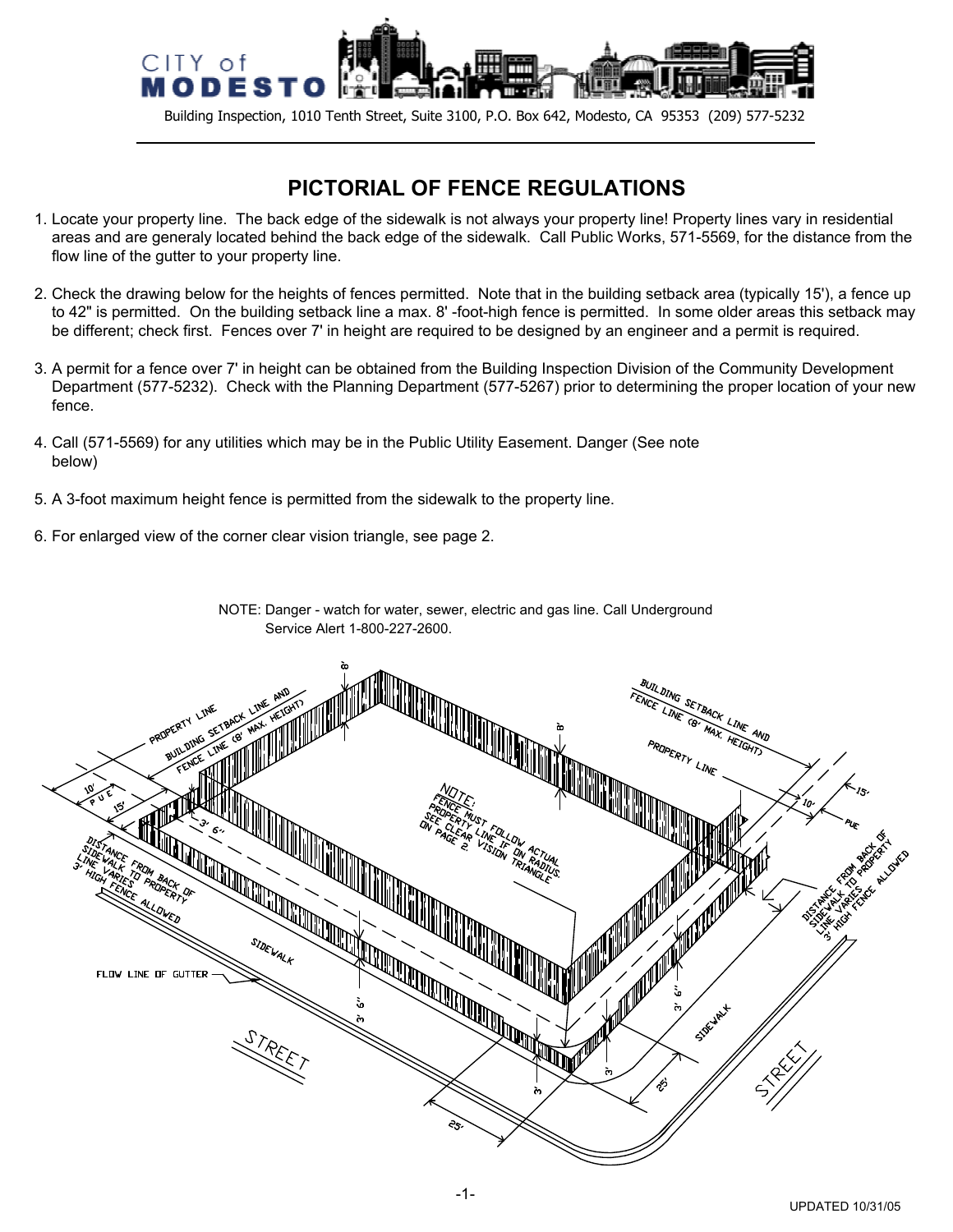CITY of MODESTO

Building Inspection, 1010 Tenth Street, Suite 3100, P.O. Box 642, Modesto, CA 95353 (209) 577-5232

# PICTORIAL OF FENCE REGULATIONS

1. Locate your property line. The back edge of the sidewalk is not always your property line! Property lines vary in residential areas and are generaly located behind the back edge of the sidewalk. Call Public Works, 571-5569, for the distance from the flow line of the gutter to your property line.

2. Check the drawing below for the heights of fences permitted. Note that in the building setback area (typically 15'), a fence up to 42" is permitted. On the building setback line a max. 8' -foot-high fence is permitted. In some older areas this setback may be different; check first. Fences over 7' in height are required to be designed by an engineer and a permit is required.

3. A permit for a fence over 7' in height can be obtained from the Building Inspection Division of the Community Development Department (577-5232). Check with the Planning Department (577-5267) prior to determining the proper location of your new fence.

4. Call (571-5569) for any utilities which may be in the Public Utility Easement. Danger (See note below)

5. A 3-foot maximum height fence is permitted from the sidewalk to the property line.

6. For enlarged view of the corner clear vision triangle, see page 2.

NOTE: Danger - watch for water, sewer, electric and gas line. Call Underground Service Alert 1-800-227-2600.

PROPERTY LINE

BUILDING SETBACK LINE AND FENCE LINE (8' MAX. HEIGHT)

10' P.U.E.

15'

8'

3' 6"

NOTE: FENCE MUST FOLLOW ACTUAL PROPERTY LINE IF ON RADIUS. SEE CLEAR VISION TRIANGLE ON PAGE 2.

DISTANCE FROM BACK OF SIDEWALK TO PROPERTY LINE VARIES 3' HIGH FENCE ALLOWED

SIDEWALK

FLOW LINE OF GUTTER

STREET

3'

25'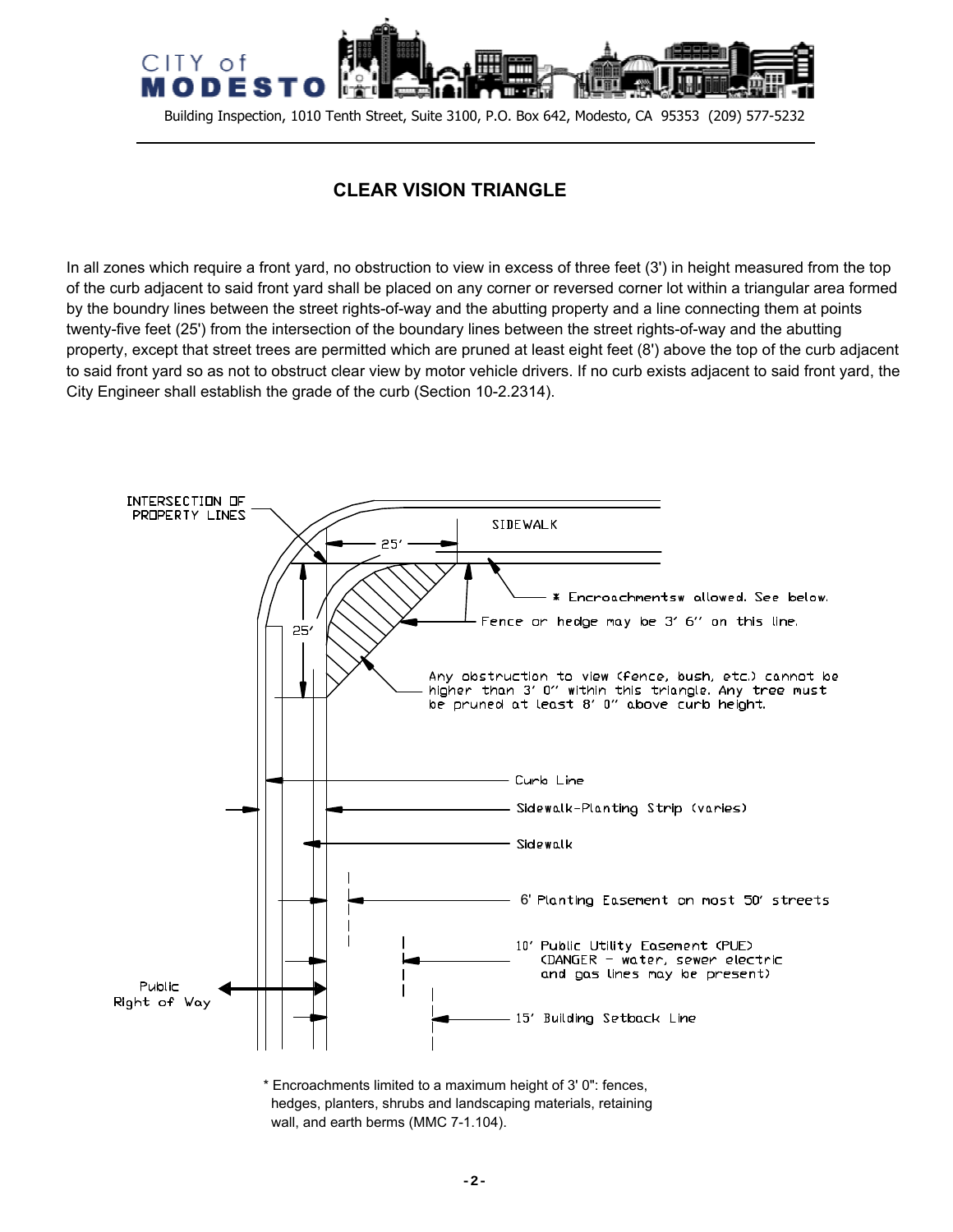# CLEAR VISION TRIANGLE

In all zones which require a front yard, no obstruction to view in excess of three feet (3') in height measured from the top of the curb adjacent to said front yard shall be placed on any corner or reversed corner lot within a triangular area formed by the boundry lines between the street rights-of-way and the abutting property and a line connecting them at points twenty-five feet (25') from the intersection of the boundary lines between the street rights-of-way and the abutting property, except that street trees are permitted which are pruned at least eight feet (8') above the top of the curb adjacent to said front yard so as not to obstruct clear view by motor vehicle drivers. If no curb exists adjacent to said front yard, the City Engineer shall establish the grade of the curb (Section 10-2.2314).

INTERSECTION OF PROPERTY LINES

25'

SIDEWALK

25'

* Encroachmentsw allowed. See below.

Fence or hedge may be 3' 6" on this line.

Any obstruction to view (fence, bush, etc.) cannot be higher than 3' 0" within this triangle. Any tree must be pruned at least 8' 0" above curb height.

Curb Line

Sidewalk-Planting Strip (varies)

Sidewalk

6' Planting Easement on most 50' streets

10' Public Utility Easement (PUE) (DANGER - water, sewer electric and gas lines may be present)

Public Right of Way

15' Building Setback Line

* Encroachments limited to a maximum height of 3' 0": fences, hedges, planters, shrubs and landscaping materials, retaining wall, and earth berms (MMC 7-1.104).